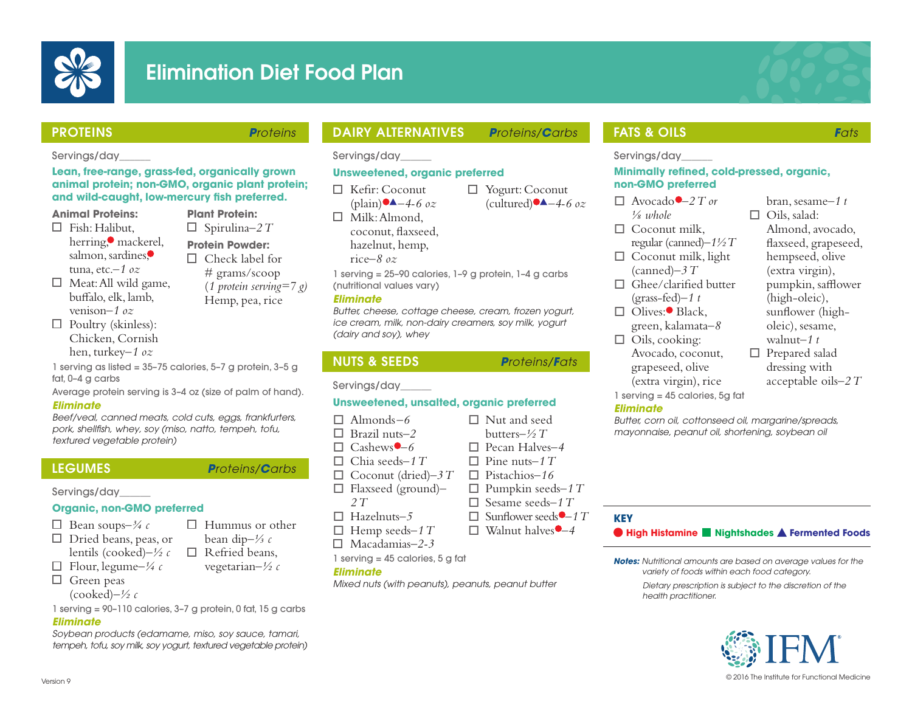# Elimination Diet Food Plan

## PROTEINS — *Proteins*

Servings/day_____

**Lean, free-range, grass-fed, organically grown animal protein; non-GMO, organic plant protein; and wild-caught, low-mercury fish preferred.**

**Animal Proteins:**

- ☐ Fish: Halibut, herring● mackerel, salmon, sardines● tuna, etc.–*1 oz*
- ☐ Meat: All wild game, buffalo, elk, lamb, venison–*1 oz*
- ☐ Poultry (skinless): Chicken, Cornish hen, turkey–*1 oz*

**Plant Protein:**

- ☐ Spirulina–*2 T*

**Protein Powder:**

- ☐ Check label for # grams/scoop (*1 protein serving=7 g*) Hemp, pea, rice

1 serving as listed = 35–75 calories, 5–7 g protein, 3–5 g fat, 0–4 g carbs

Average protein serving is 3–4 oz (size of palm of hand).

***Eliminate***

*Beef/veal, canned meats, cold cuts, eggs, frankfurters, pork, shellfish, whey, soy (miso, natto, tempeh, tofu, textured vegetable protein)*

## LEGUMES — *Proteins/Carbs*

Servings/day_____

**Organic, non-GMO preferred**

- ☐ Bean soups–*¾ c*
- ☐ Dried beans, peas, or lentils (cooked)–*½ c*
- ☐ Flour, legume–*¼ c*
- ☐ Green peas (cooked)–*½ c*
- ☐ Hummus or other bean dip–*⅓ c*
- ☐ Refried beans, vegetarian–*½ c*

1 serving = 90–110 calories, 3–7 g protein, 0 fat, 15 g carbs

***Eliminate***

*Soybean products (edamame, miso, soy sauce, tamari, tempeh, tofu, soy milk, soy yogurt, textured vegetable protein)*

## DAIRY ALTERNATIVES — *Proteins/Carbs*

Servings/day_____

**Unsweetened, organic preferred**

- ☐ Kefir: Coconut (plain)●▲–*4-6 oz*
- ☐ Milk: Almond, coconut, flaxseed, hazelnut, hemp, rice–*8 oz*
- ☐ Yogurt: Coconut (cultured)●▲–*4-6 oz*

1 serving = 25–90 calories, 1–9 g protein, 1–4 g carbs (nutritional values vary)

***Eliminate***

*Butter, cheese, cottage cheese, cream, frozen yogurt, ice cream, milk, non-dairy creamers, soy milk, yogurt (dairy and soy), whey*

## NUTS & SEEDS — *Proteins/Fats*

Servings/day_____

**Unsweetened, unsalted, organic preferred**

- ☐ Almonds–*6*
- ☐ Brazil nuts–*2*
- ☐ Cashews●–*6*
- ☐ Chia seeds–*1 T*
- ☐ Coconut (dried)–*3 T*
- ☐ Flaxseed (ground)–*2 T*
- ☐ Hazelnuts–*5*
- ☐ Hemp seeds–*1 T*
- ☐ Macadamias–*2-3*
- ☐ Nut and seed butters–*½ T*
- ☐ Pecan Halves–*4*
- ☐ Pine nuts–*1 T*
- ☐ Pistachios–*16*
- ☐ Pumpkin seeds–*1 T*
- ☐ Sesame seeds–*1 T*
- ☐ Sunflower seeds●–*1 T*
- ☐ Walnut halves●–*4*

1 serving = 45 calories, 5 g fat

***Eliminate***

*Mixed nuts (with peanuts), peanuts, peanut butter*

## FATS & OILS — *Fats*

Servings/day_____

**Minimally refined, cold-pressed, organic, non-GMO preferred**

- ☐ Avocado●–*2 T or ⅛ whole*
- ☐ Coconut milk, regular (canned)–*1½ T*
- ☐ Coconut milk, light (canned)–*3 T*
- ☐ Ghee/clarified butter (grass-fed)–*1 t*
- ☐ Olives:● Black, green, kalamata–*8*
- ☐ Oils, cooking: Avocado, coconut, grapeseed, olive (extra virgin), rice bran, sesame–*1 t*
- ☐ Oils, salad: Almond, avocado, flaxseed, grapeseed, hempseed, olive (extra virgin), pumpkin, safflower (high-oleic), sunflower (high-oleic), sesame, walnut–*1 t*
- ☐ Prepared salad dressing with acceptable oils–*2 T*

1 serving = 45 calories, 5g fat

***Eliminate***

*Butter, corn oil, cottonseed oil, margarine/spreads, mayonnaise, peanut oil, shortening, soybean oil*

**KEY**

● **High Histamine** ■ **Nightshades** ▲ **Fermented Foods**

***Notes:*** *Nutritional amounts are based on average values for the variety of foods within each food category.*

*Dietary prescription is subject to the discretion of the health practitioner.*

Version 9

© 2016 The Institute for Functional Medicine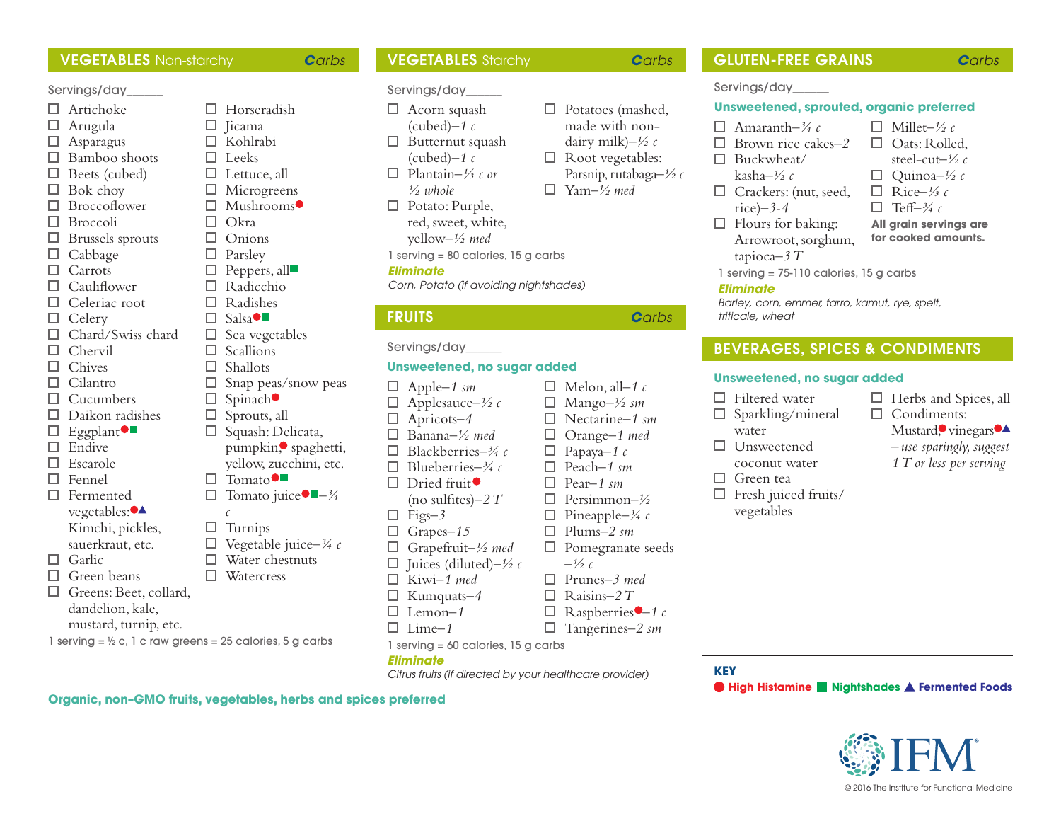## VEGETABLES Non-starchy — Carbs

Servings/day_____

- ☐ Artichoke
- ☐ Arugula
- ☐ Asparagus
- ☐ Bamboo shoots
- ☐ Beets (cubed)
- ☐ Bok choy
- ☐ Broccoflower
- ☐ Broccoli
- ☐ Brussels sprouts
- ☐ Cabbage
- ☐ Carrots
- ☐ Cauliflower
- ☐ Celeriac root
- ☐ Celery
- ☐ Chard/Swiss chard
- ☐ Chervil
- ☐ Chives
- ☐ Cilantro
- ☐ Cucumbers
- ☐ Daikon radishes
- ☐ Eggplant ● ■
- ☐ Endive
- ☐ Escarole
- ☐ Fennel
- ☐ Fermented vegetables: ● ▲ Kimchi, pickles, sauerkraut, etc.
- ☐ Garlic
- ☐ Green beans
- ☐ Greens: Beet, collard, dandelion, kale, mustard, turnip, etc.
- ☐ Horseradish
- ☐ Jicama
- ☐ Kohlrabi
- ☐ Leeks
- ☐ Lettuce, all
- ☐ Microgreens
- ☐ Mushrooms ●
- ☐ Okra
- ☐ Onions
- ☐ Parsley
- ☐ Peppers, all ■
- ☐ Radicchio
- ☐ Radishes
- ☐ Salsa ● ■
- ☐ Sea vegetables
- ☐ Scallions
- ☐ Shallots
- ☐ Snap peas/snow peas
- ☐ Spinach ●
- ☐ Sprouts, all
- ☐ Squash: Delicata, pumpkin, ● spaghetti, yellow, zucchini, etc.
- ☐ Tomato ● ■
- ☐ Tomato juice ● ■ – *¾ c*
- ☐ Turnips
- ☐ Vegetable juice – *¾ c*
- ☐ Water chestnuts
- ☐ Watercress

1 serving = ½ c, 1 c raw greens = 25 calories, 5 g carbs

## VEGETABLES Starchy — Carbs

Servings/day_____

- ☐ Acorn squash (cubed) – *1 c*
- ☐ Butternut squash (cubed) – *1 c*
- ☐ Plantain – *⅓ c or ½ whole*
- ☐ Potato: Purple, red, sweet, white, yellow – *½ med*
- ☐ Potatoes (mashed, made with non-dairy milk) – *½ c*
- ☐ Root vegetables: Parsnip, rutabaga – *½ c*
- ☐ Yam – *½ med*

1 serving = 80 calories, 15 g carbs

***Eliminate***

*Corn, Potato (if avoiding nightshades)*

## FRUITS — Carbs

Servings/day_____

**Unsweetened, no sugar added**

- ☐ Apple – *1 sm*
- ☐ Applesauce – *½ c*
- ☐ Apricots – *4*
- ☐ Banana – *½ med*
- ☐ Blackberries – *¾ c*
- ☐ Blueberries – *¾ c*
- ☐ Dried fruit ● (no sulfites) – *2 T*
- ☐ Figs – *3*
- ☐ Grapes – *15*
- ☐ Grapefruit – *½ med*
- ☐ Juices (diluted) – *½ c*
- ☐ Kiwi – *1 med*
- ☐ Kumquats – *4*
- ☐ Lemon – *1*
- ☐ Lime – *1*
- ☐ Melon, all – *1 c*
- ☐ Mango – *½ sm*
- ☐ Nectarine – *1 sm*
- ☐ Orange – *1 med*
- ☐ Papaya – *1 c*
- ☐ Peach – *1 sm*
- ☐ Pear – *1 sm*
- ☐ Persimmon – *½*
- ☐ Pineapple – *¾ c*
- ☐ Plums – *2 sm*
- ☐ Pomegranate seeds – *½ c*
- ☐ Prunes – *3 med*
- ☐ Raisins – *2 T*
- ☐ Raspberries ● – *1 c*
- ☐ Tangerines – *2 sm*

1 serving = 60 calories, 15 g carbs

***Eliminate***

*Citrus fruits (if directed by your healthcare provider)*

## GLUTEN-FREE GRAINS — Carbs

Servings/day_____

**Unsweetened, sprouted, organic preferred**

- ☐ Amaranth – *¾ c*
- ☐ Brown rice cakes – *2*
- ☐ Buckwheat/kasha – *½ c*
- ☐ Crackers: (nut, seed, rice) – *3-4*
- ☐ Flours for baking: Arrowroot, sorghum, tapioca – *3 T*
- ☐ Millet – *½ c*
- ☐ Oats: Rolled, steel-cut – *½ c*
- ☐ Quinoa – *½ c*
- ☐ Rice – *⅓ c*
- ☐ Teff – *¾ c*

**All grain servings are for cooked amounts.**

1 serving = 75-110 calories, 15 g carbs

***Eliminate***

*Barley, corn, emmer, farro, kamut, rye, spelt, triticale, wheat*

## BEVERAGES, SPICES & CONDIMENTS

**Unsweetened, no sugar added**

- ☐ Filtered water
- ☐ Sparkling/mineral water
- ☐ Unsweetened coconut water
- ☐ Green tea
- ☐ Fresh juiced fruits/vegetables
- ☐ Herbs and Spices, all
- ☐ Condiments: Mustard, ● vinegars ● ▲ *– use sparingly, suggest 1 T or less per serving*

**KEY**

● High Histamine ■ Nightshades ▲ Fermented Foods

**Organic, non-GMO fruits, vegetables, herbs and spices preferred**

IFM®

© 2016 The Institute for Functional Medicine